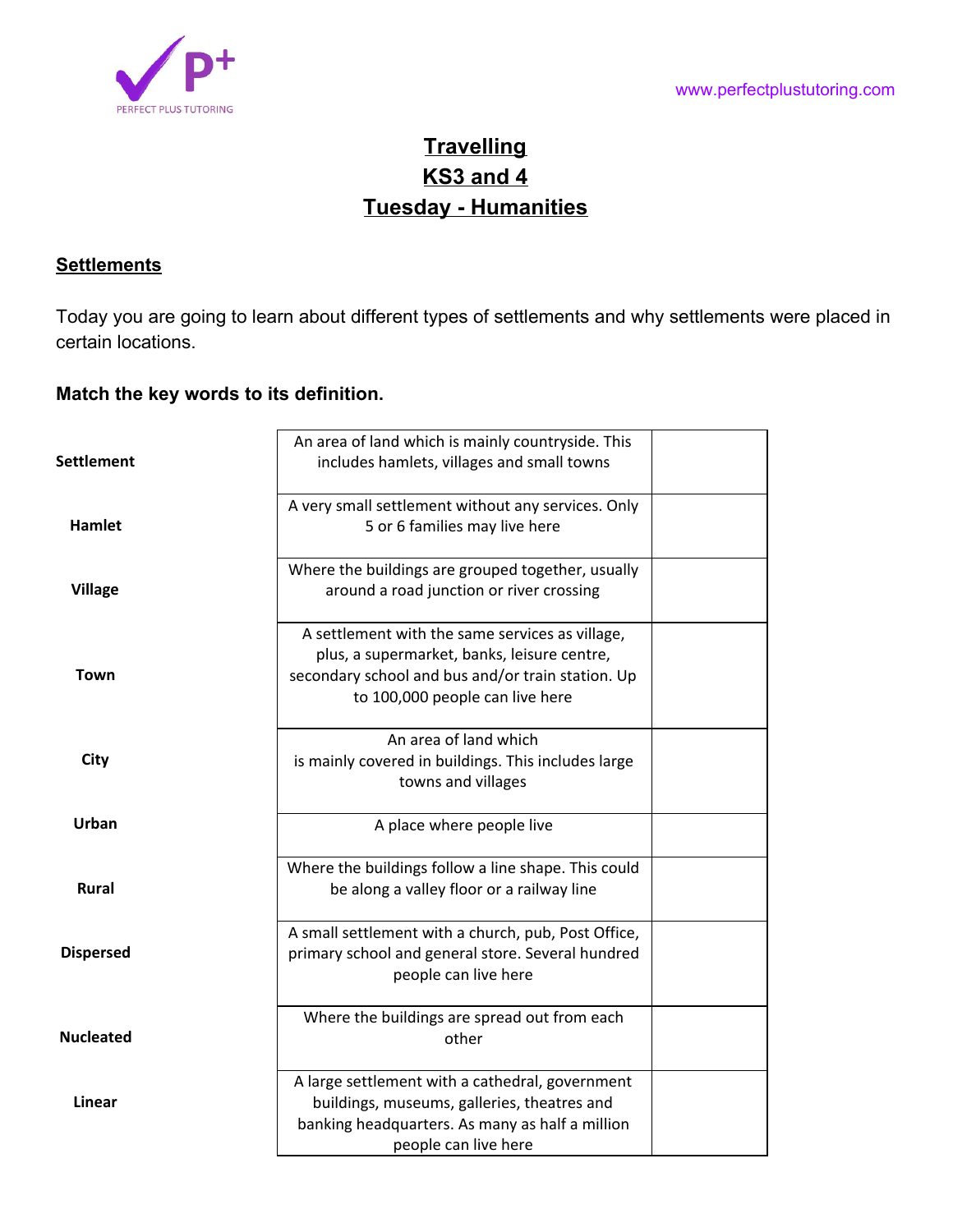# Travelling
# KS3 and 4
# Tuesday - Humanities

## Settlements

Today you are going to learn about different types of settlements and why settlements were placed in certain locations.

**Match the key words to its definition.**

| Key word | Definition | |
|---|---|---|
| **Settlement** | An area of land which is mainly countryside. This includes hamlets, villages and small towns | |
| **Hamlet** | A very small settlement without any services. Only 5 or 6 families may live here | |
| **Village** | Where the buildings are grouped together, usually around a road junction or river crossing | |
| **Town** | A settlement with the same services as village, plus, a supermarket, banks, leisure centre, secondary school and bus and/or train station. Up to 100,000 people can live here | |
| **City** | An area of land which is mainly covered in buildings. This includes large towns and villages | |
| **Urban** | A place where people live | |
| **Rural** | Where the buildings follow a line shape. This could be along a valley floor or a railway line | |
| **Dispersed** | A small settlement with a church, pub, Post Office, primary school and general store. Several hundred people can live here | |
| **Nucleated** | Where the buildings are spread out from each other | |
| **Linear** | A large settlement with a cathedral, government buildings, museums, galleries, theatres and banking headquarters. As many as half a million people can live here | |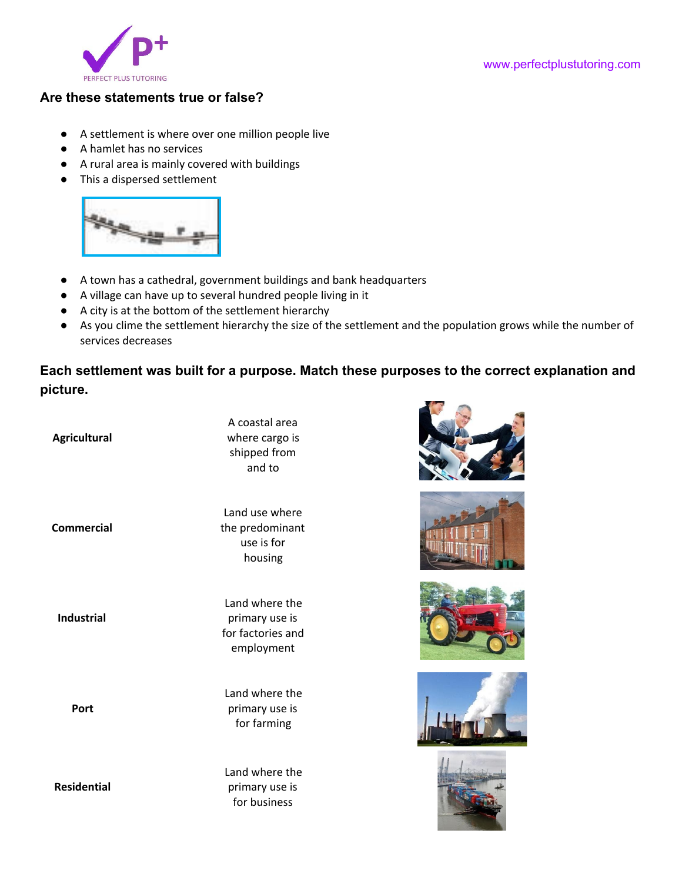## Are these statements true or false?

- A settlement is where over one million people live
- A hamlet has no services
- A rural area is mainly covered with buildings
- This a dispersed settlement

- A town has a cathedral, government buildings and bank headquarters
- A village can have up to several hundred people living in it
- A city is at the bottom of the settlement hierarchy
- As you clime the settlement hierarchy the size of the settlement and the population grows while the number of services decreases

## Each settlement was built for a purpose. Match these purposes to the correct explanation and picture.

| | |
|---|---|
| **Agricultural** | A coastal area where cargo is shipped from and to |
| **Commercial** | Land use where the predominant use is for housing |
| **Industrial** | Land where the primary use is for factories and employment |
| **Port** | Land where the primary use is for farming |
| **Residential** | Land where the primary use is for business |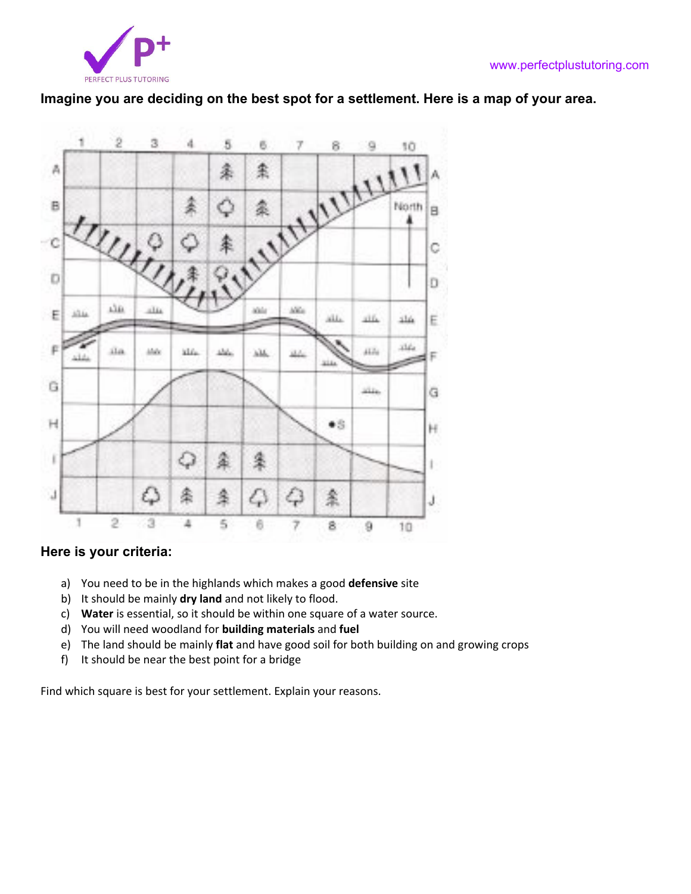Imagine you are deciding on the best spot for a settlement. Here is a map of your area.

1 2 3 4 5 6 7 8 9 10

A B C D E F G H I J

North

S

## Here is your criteria:

a) You need to be in the highlands which makes a good **defensive** site
b) It should be mainly **dry land** and not likely to flood.
c) **Water** is essential, so it should be within one square of a water source.
d) You will need woodland for **building materials** and **fuel**
e) The land should be mainly **flat** and have good soil for both building on and growing crops
f) It should be near the best point for a bridge

Find which square is best for your settlement. Explain your reasons.